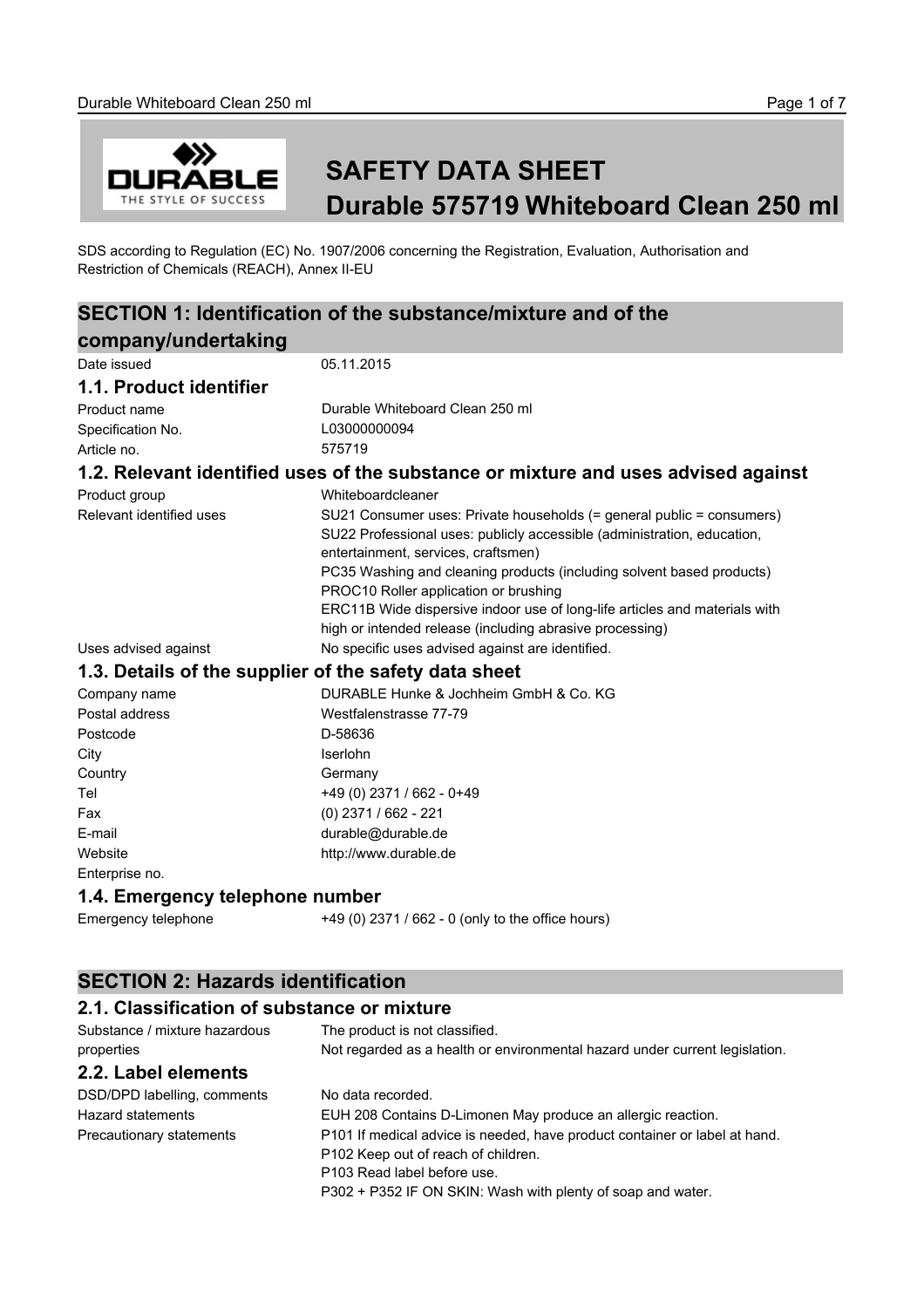# SAFETY DATA SHEET
# Durable 575719 Whiteboard Clean 250 ml

SDS according to Regulation (EC) No. 1907/2006 concerning the Registration, Evaluation, Authorisation and Restriction of Chemicals (REACH), Annex II-EU

## SECTION 1: Identification of the substance/mixture and of the company/undertaking

| | |
|---|---|
| Date issued | 05.11.2015 |

### 1.1. Product identifier

| | |
|---|---|
| Product name | Durable Whiteboard Clean 250 ml |
| Specification No. | L03000000094 |
| Article no. | 575719 |

### 1.2. Relevant identified uses of the substance or mixture and uses advised against

| | |
|---|---|
| Product group | Whiteboardcleaner |
| Relevant identified uses | SU21 Consumer uses: Private households (= general public = consumers)<br>SU22 Professional uses: publicly accessible (administration, education, entertainment, services, craftsmen)<br>PC35 Washing and cleaning products (including solvent based products)<br>PROC10 Roller application or brushing<br>ERC11B Wide dispersive indoor use of long-life articles and materials with high or intended release (including abrasive processing) |
| Uses advised against | No specific uses advised against are identified. |

### 1.3. Details of the supplier of the safety data sheet

| | |
|---|---|
| Company name | DURABLE Hunke & Jochheim GmbH & Co. KG |
| Postal address | Westfalenstrasse 77-79 |
| Postcode | D-58636 |
| City | Iserlohn |
| Country | Germany |
| Tel | +49 (0) 2371 / 662 - 0+49 |
| Fax | (0) 2371 / 662 - 221 |
| E-mail | durable@durable.de |
| Website | http://www.durable.de |
| Enterprise no. | |

### 1.4. Emergency telephone number

| | |
|---|---|
| Emergency telephone | +49 (0) 2371 / 662 - 0 (only to the office hours) |

## SECTION 2: Hazards identification

### 2.1. Classification of substance or mixture

| | |
|---|---|
| Substance / mixture hazardous properties | The product is not classified.<br>Not regarded as a health or environmental hazard under current legislation. |

### 2.2. Label elements

| | |
|---|---|
| DSD/DPD labelling, comments | No data recorded. |
| Hazard statements | EUH 208 Contains D-Limonen May produce an allergic reaction. |
| Precautionary statements | P101 If medical advice is needed, have product container or label at hand.<br>P102 Keep out of reach of children.<br>P103 Read label before use.<br>P302 + P352 IF ON SKIN: Wash with plenty of soap and water. |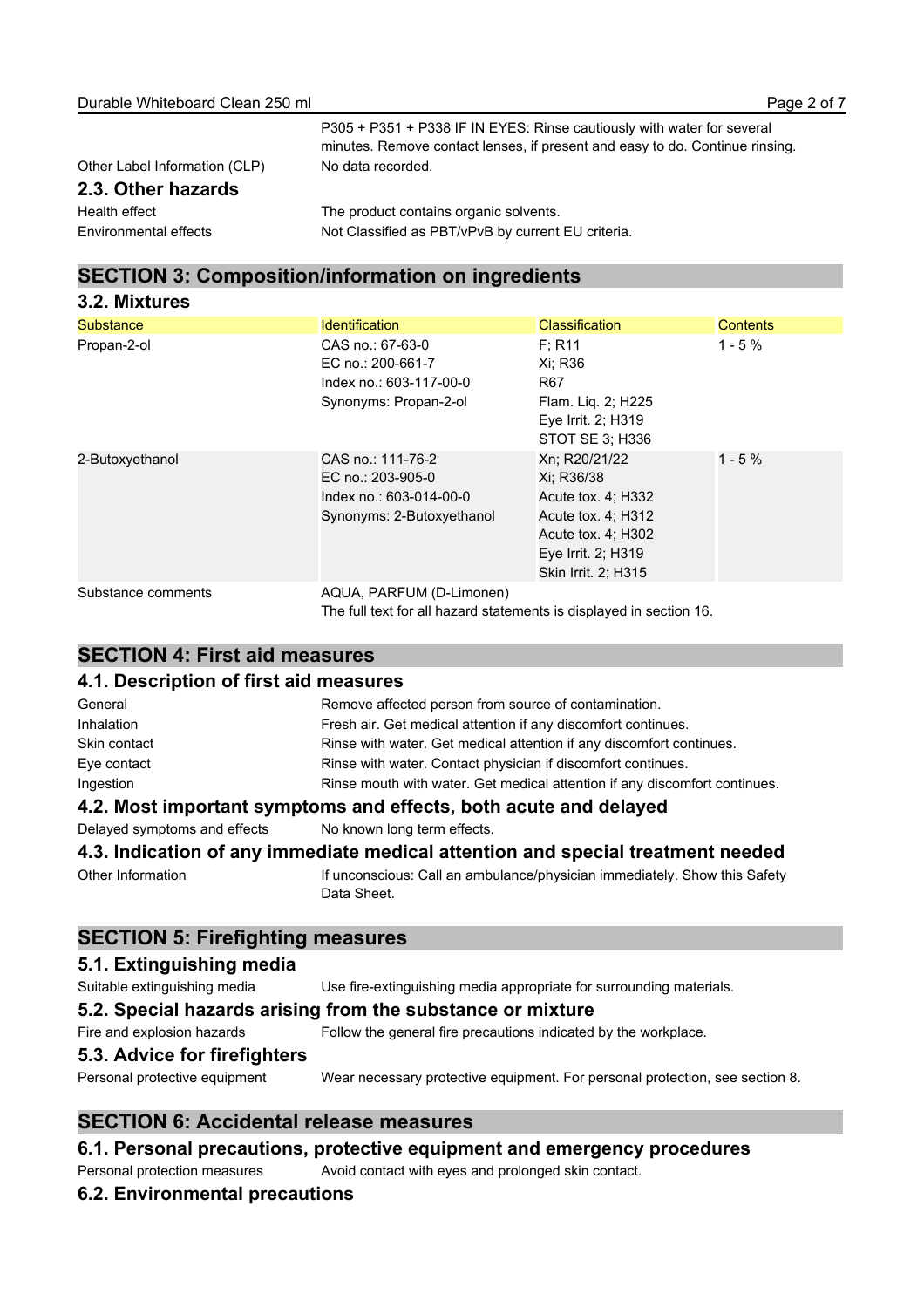| | |
|---|---|
| | P305 + P351 + P338 IF IN EYES: Rinse cautiously with water for several minutes. Remove contact lenses, if present and easy to do. Continue rinsing. |
| Other Label Information (CLP) | No data recorded. |

### 2.3. Other hazards

| | |
|---|---|
| Health effect | The product contains organic solvents. |
| Environmental effects | Not Classified as PBT/vPvB by current EU criteria. |

## SECTION 3: Composition/information on ingredients

### 3.2. Mixtures

| Substance | Identification | Classification | Contents |
|---|---|---|---|
| Propan-2-ol | CAS no.: 67-63-0<br>EC no.: 200-661-7<br>Index no.: 603-117-00-0<br>Synonyms: Propan-2-ol | F; R11<br>Xi; R36<br>R67<br>Flam. Liq. 2; H225<br>Eye Irrit. 2; H319<br>STOT SE 3; H336 | 1 - 5 % |
| 2-Butoxyethanol | CAS no.: 111-76-2<br>EC no.: 203-905-0<br>Index no.: 603-014-00-0<br>Synonyms: 2-Butoxyethanol | Xn; R20/21/22<br>Xi; R36/38<br>Acute tox. 4; H332<br>Acute tox. 4; H312<br>Acute tox. 4; H302<br>Eye Irrit. 2; H319<br>Skin Irrit. 2; H315 | 1 - 5 % |

| | |
|---|---|
| Substance comments | AQUA, PARFUM (D-Limonen)<br>The full text for all hazard statements is displayed in section 16. |

## SECTION 4: First aid measures

### 4.1. Description of first aid measures

| | |
|---|---|
| General | Remove affected person from source of contamination. |
| Inhalation | Fresh air. Get medical attention if any discomfort continues. |
| Skin contact | Rinse with water. Get medical attention if any discomfort continues. |
| Eye contact | Rinse with water. Contact physician if discomfort continues. |
| Ingestion | Rinse mouth with water. Get medical attention if any discomfort continues. |

### 4.2. Most important symptoms and effects, both acute and delayed

| | |
|---|---|
| Delayed symptoms and effects | No known long term effects. |

### 4.3. Indication of any immediate medical attention and special treatment needed

| | |
|---|---|
| Other Information | If unconscious: Call an ambulance/physician immediately. Show this Safety Data Sheet. |

## SECTION 5: Firefighting measures

### 5.1. Extinguishing media

| | |
|---|---|
| Suitable extinguishing media | Use fire-extinguishing media appropriate for surrounding materials. |

### 5.2. Special hazards arising from the substance or mixture

| | |
|---|---|
| Fire and explosion hazards | Follow the general fire precautions indicated by the workplace. |

### 5.3. Advice for firefighters

| | |
|---|---|
| Personal protective equipment | Wear necessary protective equipment. For personal protection, see section 8. |

## SECTION 6: Accidental release measures

### 6.1. Personal precautions, protective equipment and emergency procedures

| | |
|---|---|
| Personal protection measures | Avoid contact with eyes and prolonged skin contact. |

### 6.2. Environmental precautions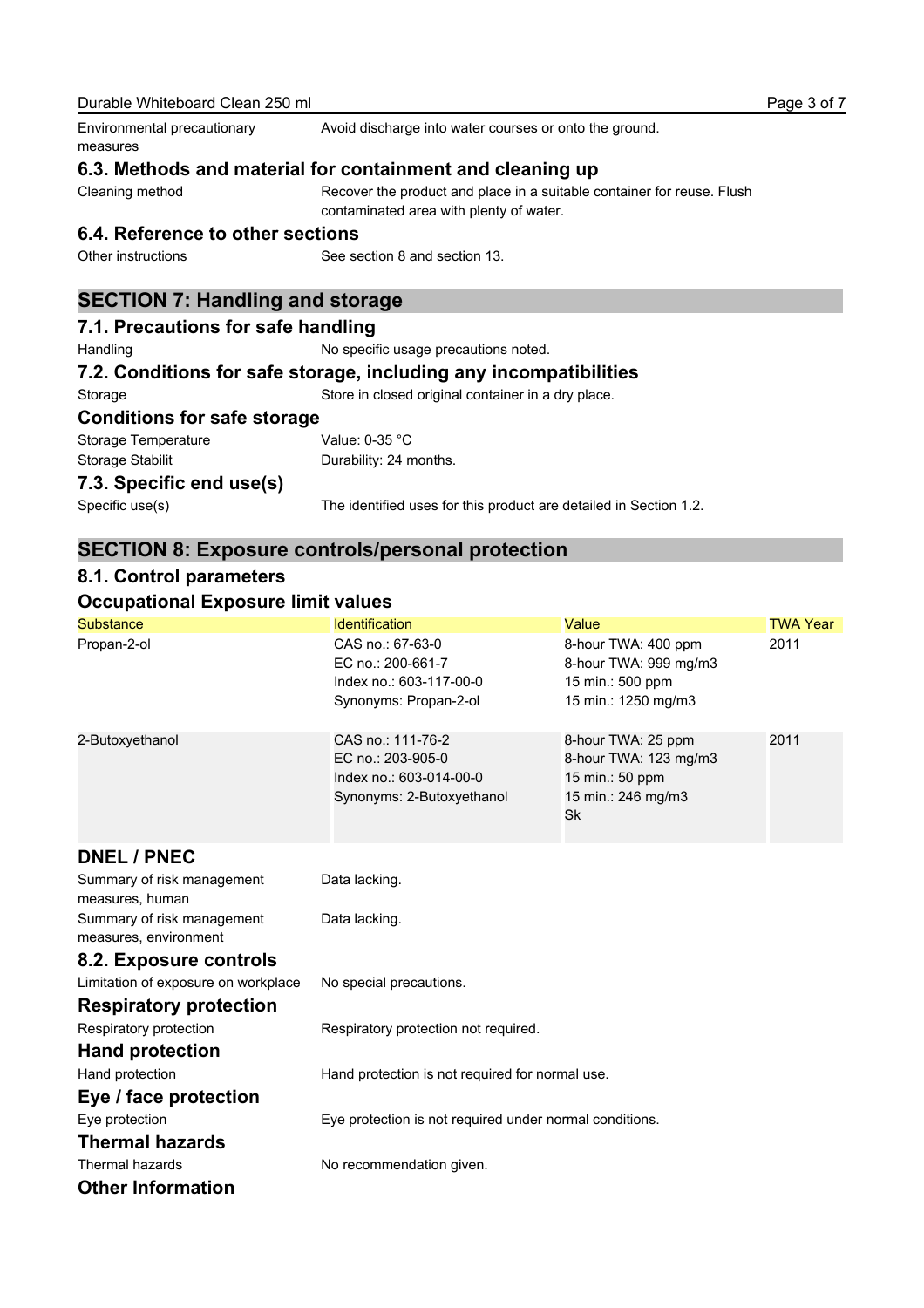| | |
|---|---|
| Environmental precautionary measures | Avoid discharge into water courses or onto the ground. |

### 6.3. Methods and material for containment and cleaning up

| | |
|---|---|
| Cleaning method | Recover the product and place in a suitable container for reuse. Flush contaminated area with plenty of water. |

### 6.4. Reference to other sections

| | |
|---|---|
| Other instructions | See section 8 and section 13. |

## SECTION 7: Handling and storage

### 7.1. Precautions for safe handling

| | |
|---|---|
| Handling | No specific usage precautions noted. |

### 7.2. Conditions for safe storage, including any incompatibilities

| | |
|---|---|
| Storage | Store in closed original container in a dry place. |

### Conditions for safe storage

| | |
|---|---|
| Storage Temperature | Value: 0-35 °C |
| Storage Stabilit | Durability: 24 months. |

### 7.3. Specific end use(s)

| | |
|---|---|
| Specific use(s) | The identified uses for this product are detailed in Section 1.2. |

## SECTION 8: Exposure controls/personal protection

### 8.1. Control parameters

### Occupational Exposure limit values

| Substance | Identification | Value | TWA Year |
|---|---|---|---|
| Propan-2-ol | CAS no.: 67-63-0<br>EC no.: 200-661-7<br>Index no.: 603-117-00-0<br>Synonyms: Propan-2-ol | 8-hour TWA: 400 ppm<br>8-hour TWA: 999 mg/m3<br>15 min.: 500 ppm<br>15 min.: 1250 mg/m3 | 2011 |
| 2-Butoxyethanol | CAS no.: 111-76-2<br>EC no.: 203-905-0<br>Index no.: 603-014-00-0<br>Synonyms: 2-Butoxyethanol | 8-hour TWA: 25 ppm<br>8-hour TWA: 123 mg/m3<br>15 min.: 50 ppm<br>15 min.: 246 mg/m3<br>Sk | 2011 |

### DNEL / PNEC

| | |
|---|---|
| Summary of risk management measures, human | Data lacking. |
| Summary of risk management measures, environment | Data lacking. |

### 8.2. Exposure controls

| | |
|---|---|
| Limitation of exposure on workplace | No special precautions. |

### Respiratory protection

| | |
|---|---|
| Respiratory protection | Respiratory protection not required. |

### Hand protection

| | |
|---|---|
| Hand protection | Hand protection is not required for normal use. |

### Eye / face protection

| | |
|---|---|
| Eye protection | Eye protection is not required under normal conditions. |

### Thermal hazards

| | |
|---|---|
| Thermal hazards | No recommendation given. |

### Other Information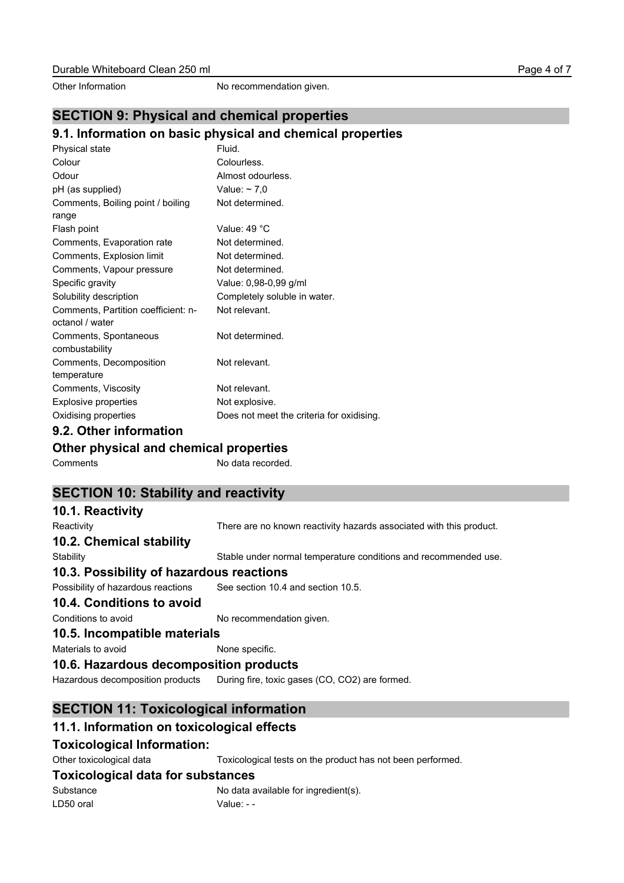| | |
|---|---|
| Other Information | No recommendation given. |

## SECTION 9: Physical and chemical properties

### 9.1. Information on basic physical and chemical properties

| | |
|---|---|
| Physical state | Fluid. |
| Colour | Colourless. |
| Odour | Almost odourless. |
| pH (as supplied) | Value: ~ 7,0 |
| Comments, Boiling point / boiling range | Not determined. |
| Flash point | Value: 49 °C |
| Comments, Evaporation rate | Not determined. |
| Comments, Explosion limit | Not determined. |
| Comments, Vapour pressure | Not determined. |
| Specific gravity | Value: 0,98-0,99 g/ml |
| Solubility description | Completely soluble in water. |
| Comments, Partition coefficient: n-octanol / water | Not relevant. |
| Comments, Spontaneous combustability | Not determined. |
| Comments, Decomposition temperature | Not relevant. |
| Comments, Viscosity | Not relevant. |
| Explosive properties | Not explosive. |
| Oxidising properties | Does not meet the criteria for oxidising. |

### 9.2. Other information

### Other physical and chemical properties

| | |
|---|---|
| Comments | No data recorded. |

## SECTION 10: Stability and reactivity

### 10.1. Reactivity

| | |
|---|---|
| Reactivity | There are no known reactivity hazards associated with this product. |

### 10.2. Chemical stability

| | |
|---|---|
| Stability | Stable under normal temperature conditions and recommended use. |

### 10.3. Possibility of hazardous reactions

| | |
|---|---|
| Possibility of hazardous reactions | See section 10.4 and section 10.5. |

### 10.4. Conditions to avoid

| | |
|---|---|
| Conditions to avoid | No recommendation given. |

### 10.5. Incompatible materials

| | |
|---|---|
| Materials to avoid | None specific. |

### 10.6. Hazardous decomposition products

| | |
|---|---|
| Hazardous decomposition products | During fire, toxic gases (CO, $CO_2$) are formed. |

## SECTION 11: Toxicological information

### 11.1. Information on toxicological effects

### Toxicological Information:

| | |
|---|---|
| Other toxicological data | Toxicological tests on the product has not been performed. |

### Toxicological data for substances

| | |
|---|---|
| Substance | No data available for ingredient(s). |
| LD50 oral | Value: - - |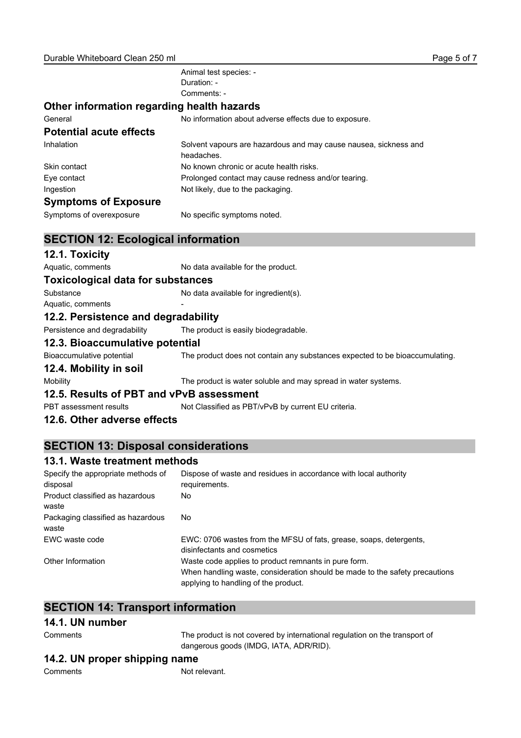Animal test species: -
Duration: -
Comments: -

### Other information regarding health hazards

| | |
|---|---|
| General | No information about adverse effects due to exposure. |

### Potential acute effects

| | |
|---|---|
| Inhalation | Solvent vapours are hazardous and may cause nausea, sickness and headaches. |
| Skin contact | No known chronic or acute health risks. |
| Eye contact | Prolonged contact may cause redness and/or tearing. |
| Ingestion | Not likely, due to the packaging. |

### Symptoms of Exposure

| | |
|---|---|
| Symptoms of overexposure | No specific symptoms noted. |

## SECTION 12: Ecological information

### 12.1. Toxicity

| | |
|---|---|
| Aquatic, comments | No data available for the product. |

### Toxicological data for substances

| | |
|---|---|
| Substance | No data available for ingredient(s). |
| Aquatic, comments | - |

### 12.2. Persistence and degradability

| | |
|---|---|
| Persistence and degradability | The product is easily biodegradable. |

### 12.3. Bioaccumulative potential

| | |
|---|---|
| Bioaccumulative potential | The product does not contain any substances expected to be bioaccumulating. |

### 12.4. Mobility in soil

| | |
|---|---|
| Mobility | The product is water soluble and may spread in water systems. |

### 12.5. Results of PBT and vPvB assessment

| | |
|---|---|
| PBT assessment results | Not Classified as PBT/vPvB by current EU criteria. |

### 12.6. Other adverse effects

## SECTION 13: Disposal considerations

### 13.1. Waste treatment methods

| | |
|---|---|
| Specify the appropriate methods of disposal | Dispose of waste and residues in accordance with local authority requirements. |
| Product classified as hazardous waste | No |
| Packaging classified as hazardous waste | No |
| EWC waste code | EWC: 0706 wastes from the MFSU of fats, grease, soaps, detergents, disinfectants and cosmetics |
| Other Information | Waste code applies to product remnants in pure form.<br>When handling waste, consideration should be made to the safety precautions applying to handling of the product. |

## SECTION 14: Transport information

### 14.1. UN number

| | |
|---|---|
| Comments | The product is not covered by international regulation on the transport of dangerous goods (IMDG, IATA, ADR/RID). |

### 14.2. UN proper shipping name

| | |
|---|---|
| Comments | Not relevant. |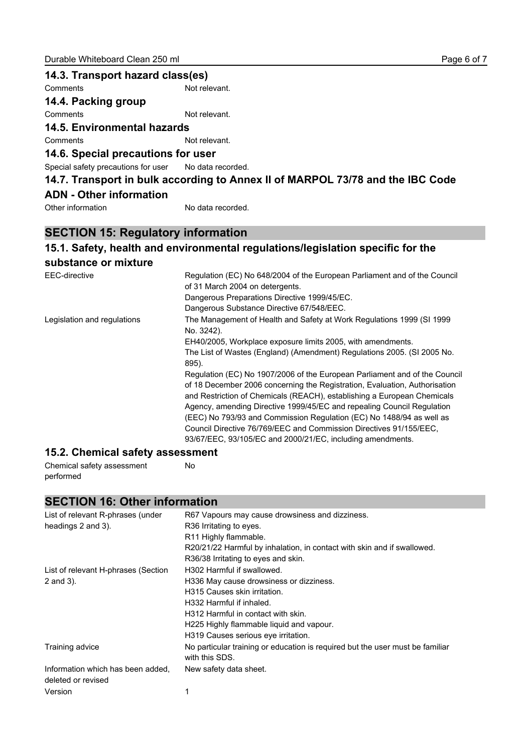### 14.3. Transport hazard class(es)

| | |
|---|---|
| Comments | Not relevant. |

### 14.4. Packing group

| | |
|---|---|
| Comments | Not relevant. |

### 14.5. Environmental hazards

| | |
|---|---|
| Comments | Not relevant. |

### 14.6. Special precautions for user

| | |
|---|---|
| Special safety precautions for user | No data recorded. |

### 14.7. Transport in bulk according to Annex II of MARPOL 73/78 and the IBC Code

### ADN - Other information

| | |
|---|---|
| Other information | No data recorded. |

## SECTION 15: Regulatory information

### 15.1. Safety, health and environmental regulations/legislation specific for the substance or mixture

| | |
|---|---|
| EEC-directive | Regulation (EC) No 648/2004 of the European Parliament and of the Council of 31 March 2004 on detergents.<br>Dangerous Preparations Directive 1999/45/EC.<br>Dangerous Substance Directive 67/548/EEC. |
| Legislation and regulations | The Management of Health and Safety at Work Regulations 1999 (SI 1999 No. 3242).<br>EH40/2005, Workplace exposure limits 2005, with amendments.<br>The List of Wastes (England) (Amendment) Regulations 2005. (SI 2005 No. 895).<br>Regulation (EC) No 1907/2006 of the European Parliament and of the Council of 18 December 2006 concerning the Registration, Evaluation, Authorisation and Restriction of Chemicals (REACH), establishing a European Chemicals Agency, amending Directive 1999/45/EC and repealing Council Regulation (EEC) No 793/93 and Commission Regulation (EC) No 1488/94 as well as Council Directive 76/769/EEC and Commission Directives 91/155/EEC, 93/67/EEC, 93/105/EC and 2000/21/EC, including amendments. |

### 15.2. Chemical safety assessment

| | |
|---|---|
| Chemical safety assessment performed | No |

## SECTION 16: Other information

| | |
|---|---|
| List of relevant R-phrases (under headings 2 and 3). | R67 Vapours may cause drowsiness and dizziness.<br>R36 Irritating to eyes.<br>R11 Highly flammable.<br>R20/21/22 Harmful by inhalation, in contact with skin and if swallowed.<br>R36/38 Irritating to eyes and skin. |
| List of relevant H-phrases (Section 2 and 3). | H302 Harmful if swallowed.<br>H336 May cause drowsiness or dizziness.<br>H315 Causes skin irritation.<br>H332 Harmful if inhaled.<br>H312 Harmful in contact with skin.<br>H225 Highly flammable liquid and vapour.<br>H319 Causes serious eye irritation. |
| Training advice | No particular training or education is required but the user must be familiar with this SDS. |
| Information which has been added, deleted or revised | New safety data sheet. |
| Version | 1 |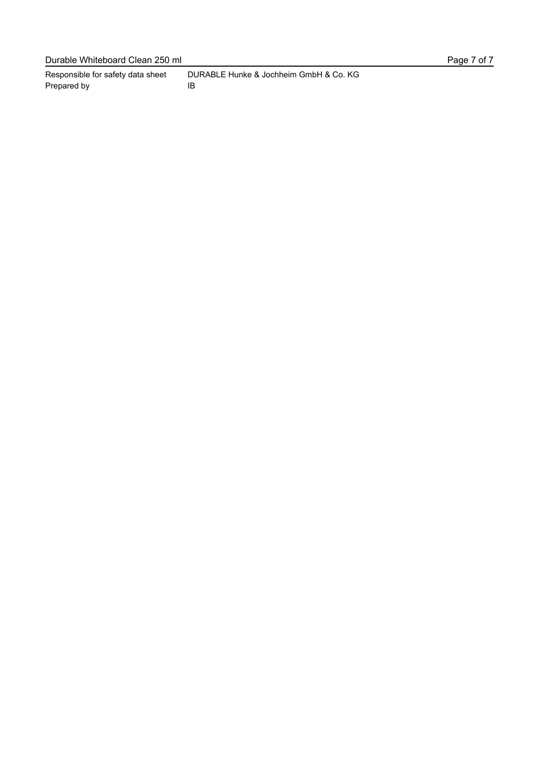| | |
|---|---|
| Responsible for safety data sheet | DURABLE Hunke & Jochheim GmbH & Co. KG |
| Prepared by | IB |